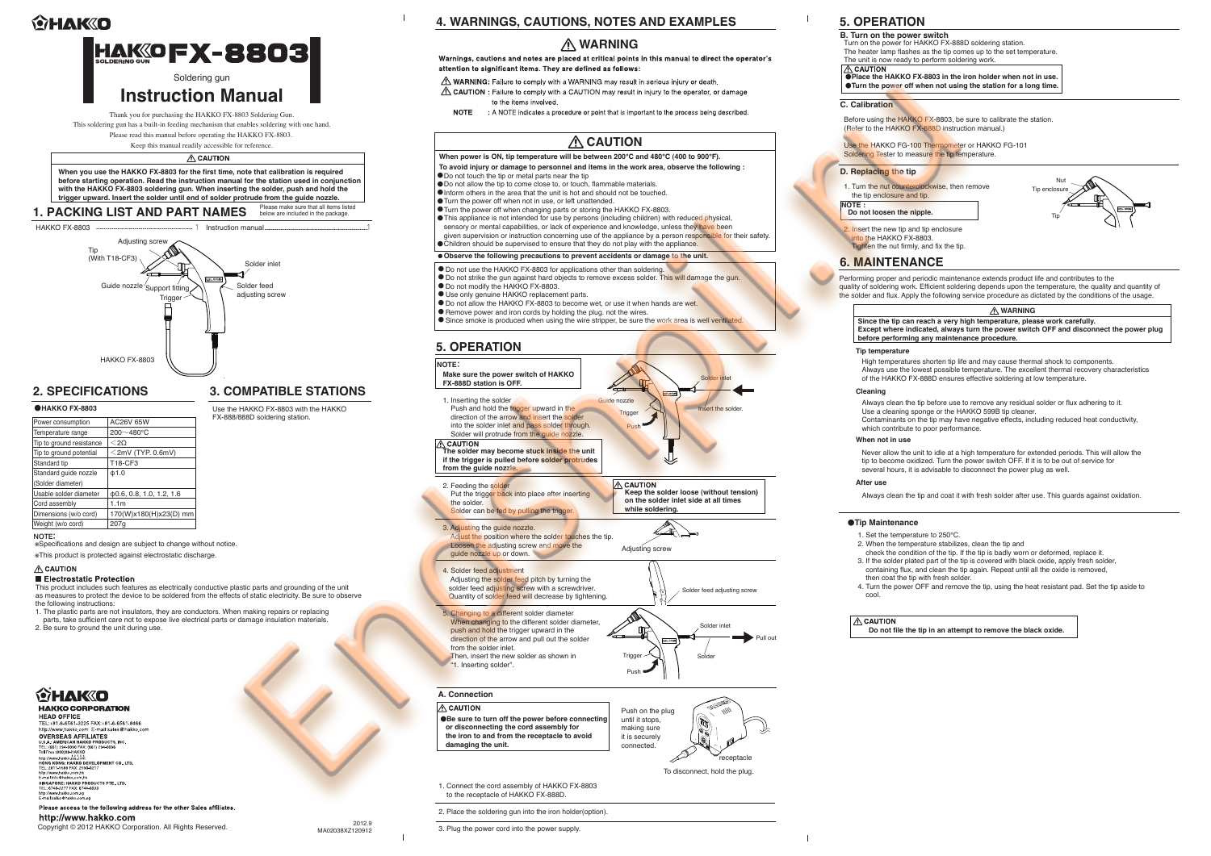# HAKKO FX-8803

Soldering gun

# Instruction Manual

Thank you for purchasing the HAKKO FX-8803 Soldering Gun.
This soldering gun has a built-in feeding mechanism that enables soldering with one hand.
Please read this manual before operating the HAKKO FX-8803.
Keep this manual readily accessible for reference.

⚠ CAUTION

**When you use the HAKKO FX-8803 for the first time, note that calibration is required before starting operation. Read the instruction manual for the station used in conjunction with the HAKKO FX-8803 soldering gun. When inserting the solder, push and hold the trigger upward. Insert the solder until end of solder protrude from the guide nozzle.**

## 1. PACKING LIST AND PART NAMES

Please make sure that all items listed below are included in the package.

HAKKO FX-8803 ........ 1  Instruction manual ........ 1

Adjusting screw
Tip (With T18-CF3)
Solder inlet
Guide nozzle
Support fitting
Trigger
Solder feed adjusting screw
HAKKO FX-8803

## 2. SPECIFICATIONS

● HAKKO FX-8803

| Power consumption | AC26V 65W |
|---|---|
| Temperature range | 200～480°C |
| Tip to ground resistance | <2Ω |
| Tip to ground potential | <2mV (TYP. 0.6mV) |
| Standard tip | T18-CF3 |
| Standard guide nozzle (Solder diameter) | φ1.0 |
| Usable solder diameter | φ0.6, 0.8, 1.0, 1.2, 1.6 |
| Cord assembly | 1.1m |
| Dimensions (w/o cord) | 170(W)x180(H)x23(D) mm |
| Weight (w/o cord) | 207g |

NOTE:
※Specifications and design are subject to change without notice.
※This product is protected against electrostatic discharge.

⚠ CAUTION

■ Electrostatic Protection

This product includes such features as electrically conductive plastic parts and grounding of the unit as measures to protect the device to be soldered from the effects of static electricity. Be sure to observe the following instructions:

1. The plastic parts are not insulators, they are conductors. When making repairs or replacing parts, take sufficient care not to expose live electrical parts or damage insulation materials.
2. Be sure to ground the unit during use.

## 3. COMPATIBLE STATIONS

Use the HAKKO FX-8803 with the HAKKO FX-888/888D soldering station.

**HAKKO CORPORATION**

HEAD OFFICE
TEL: +81-6-6561-3225 FAX: +81-6-6561-8466
http://www.hakko.com E-mail:sales@hakko.com

OVERSEAS AFFILIATES
U.S.A.: AMERICAN HAKKO PRODUCTS, INC.
TEL: (661) 294-0090 FAX: (661) 294-0096
Toll Free (800)88-HAKKO
4 2 5 5 6
http://www.hakkousa.com
HONG KONG: HAKKO DEVELOPMENT CO., LTD.
TEL: 2811-5588 FAX: 2590-0217
http://www.hakko.com.hk
E-mail:info@hakko.com.hk
SINGAPORE: HAKKO PRODUCTS PTE., LTD.
TEL: 6748-2277 FAX: 6744-0033
http://www.hakko.com.sg
E-mail:sales@hakko.com.sg

Please access to the following address for the other Sales affiliates.

http://www.hakko.com

Copyright © 2012 HAKKO Corporation. All Rights Reserved.

2012.9
MA02038XZ120912

## 4. WARNINGS, CAUTIONS, NOTES AND EXAMPLES

⚠ WARNING

**Warnings, cautions and notes are placed at critical points in this manual to direct the operator's attention to significant items. They are defined as follows:**

⚠ **WARNING:** Failure to comply with a WARNING may result in serious injury or death.
⚠ **CAUTION :** Failure to comply with a CAUTION may result in injury to the operator, or damage to the items involved.
**NOTE** : A NOTE indicates a procedure or point that is important to the process being described.

⚠ CAUTION

**When power is ON, tip temperature will be between 200°C and 480°C (400 to 900°F).**
**To avoid injury or damage to personnel and items in the work area, observe the following :**

- Do not touch the tip or metal parts near the tip
- Do not allow the tip to come close to, or touch, flammable materials.
- Inform others in the area that the unit is hot and should not be touched.
- Turn the power off when not in use, or left unattended.
- Turn the power off when changing parts or storing the HAKKO FX-8803.
- This appliance is not intended for use by persons (including children) with reduced physical, sensory or mental capabilities, or lack of experience and knowledge, unless they have been given supervision or instruction concerning use of the appliance by a person responsible for their safety.
- Children should be supervised to ensure that they do not play with the appliance.

● **Observe the following precautions to prevent accidents or damage to the unit.**

- Do not use the HAKKO FX-8803 for applications other than soldering.
- Do not strike the gun against hard objects to remove excess solder. This will damage the gun.
- Do not modify the HAKKO FX-8803.
- Use only genuine HAKKO replacement parts.
- Do not allow the HAKKO FX-8803 to become wet, or use it when hands are wet.
- Remove power and iron cords by holding the plug. not the wires.
- Since smoke is produced when using the wire stripper, be sure the work area is well ventilated.

## 5. OPERATION

**NOTE:**
**Make sure the power switch of HAKKO FX-888D station is OFF.**

1. Inserting the solder
   Push and hold the trigger upward in the direction of the arrow and insert the solder into the solder inlet and pass solder through. Solder will protrude from the guide nozzle.

Solder inlet / Guide nozzle / Trigger / Push / Insert the solder.

⚠ CAUTION
**The solder may become stuck inside the unit if the trigger is pulled before solder protrudes from the guide nozzle.**

2. Feeding the solder
   Put the trigger back into place after inserting the solder.
   Solder can be fed by pulling the trigger.

⚠ CAUTION
**Keep the solder loose (without tension) on the solder inlet side at all times while soldering.**

3. Adjusting the guide nozzle.
   Adjust the position where the solder touches the tip.
   Loosen the adjusting screw and move the guide nozzle up or down.

Adjusting screw

4. Solder feed adjustment
   Adjusting the solder feed pitch by turning the solder feed adjusting screw with a screwdriver.
   Quantity of solder feed will decrease by tightening.

Solder feed adjusting screw

5. Changing to a different solder diameter
   When changing to the different solder diameter, push and hold the trigger upward in the direction of the arrow and pull out the solder from the solder inlet.
   Then, insert the new solder as shown in "1. Inserting solder".

Solder inlet / Pull out / Trigger / Solder / Push

### A. Connection

⚠ CAUTION
● **Be sure to turn off the power before connecting or disconnecting the cord assembly for the iron to and from the receptacle to avoid damaging the unit.**

Push on the plug until it stops, making sure it is securely connected.

receptacle

To disconnect, hold the plug.

1. Connect the cord assembly of HAKKO FX-8803 to the receptacle of HAKKO FX-888D.
2. Place the soldering gun into the iron holder(option).
3. Plug the power cord into the power supply.

## 5. OPERATION

### B. Turn on the power switch

Turn on the power for HAKKO FX-888D soldering station.
The heater lamp flashes as the tip comes up to the set temperature.
The unit is now ready to perform soldering work.

⚠ CAUTION
● **Place the HAKKO FX-8803 in the iron holder when not in use.**
● **Turn the power off when not using the station for a long time.**

### C. Calibration

Before using the HAKKO FX-8803, be sure to calibrate the station. (Refer to the HAKKO FX-888D instruction manual.)

Use the HAKKO FG-100 Thermometer or HAKKO FG-101 Soldering Tester to measure the tip temperature.

### D. Replacing the tip

1. Turn the nut counterclockwise, then remove the tip enclosure and tip.

**NOTE :**
**Do not loosen the nipple.**

2. Insert the new tip and tip enclosure into the HAKKO FX-8803.
   Tighten the nut firmly, and fix the tip.

Nut / Tip enclosure / Tip

## 6. MAINTENANCE

Performing proper and periodic maintenance extends product life and contributes to the quality of soldering work. Efficient soldering depends upon the temperature, the quality and quantity of the solder and flux. Apply the following service procedure as dictated by the conditions of the usage.

⚠ WARNING

**Since the tip can reach a very high temperature, please work carefully.**
**Except where indicated, always turn the power switch OFF and disconnect the power plug before performing any maintenance procedure.**

**Tip temperature**

High temperatures shorten tip life and may cause thermal shock to components. Always use the lowest possible temperature. The excellent thermal recovery characteristics of the HAKKO FX-888D ensures effective soldering at low temperature.

**Cleaning**

Always clean the tip before use to remove any residual solder or flux adhering to it. Use a cleaning sponge or the HAKKO 599B tip cleaner.
Contaminants on the tip may have negative effects, including reduced heat conductivity, which contribute to poor performance.

**When not in use**

Never allow the unit to idle at a high temperature for extended periods. This will allow the tip to become oxidized. Turn the power switch OFF. If it is to be out of service for several hours, it is advisable to disconnect the power plug as well.

**After use**

Always clean the tip and coat it with fresh solder after use. This guards against oxidation.

● **Tip Maintenance**

1. Set the temperature to 250°C.
2. When the temperature stabilizes, clean the tip and check the condition of the tip. If the tip is badly worn or deformed, replace it.
3. If the solder plated part of the tip is covered with black oxide, apply fresh solder, containing flux, and clean the tip again. Repeat until all the oxide is removed, then coat the tip with fresh solder.
4. Turn the power OFF and remove the tip, using the heat resistant pad. Set the tip aside to cool.

⚠ CAUTION
**Do not file the tip in an attempt to remove the black oxide.**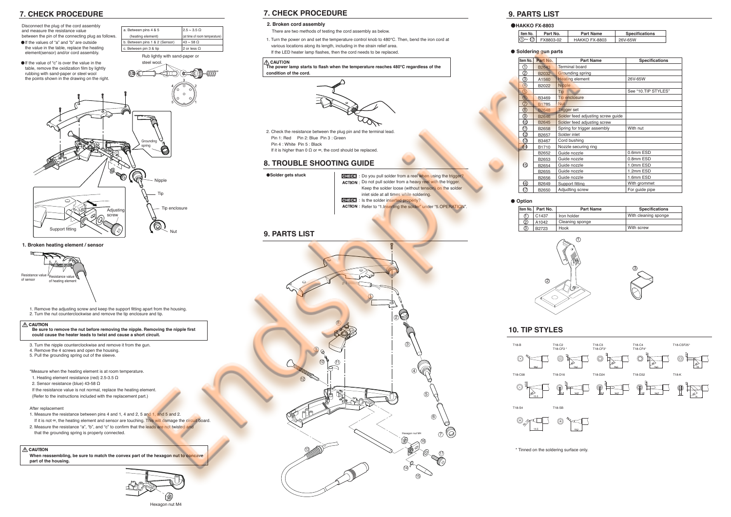## 7. CHECK PROCEDURE

Disconnect the plug of the cord assembly and measure the resistance value between the pin of the connecting plug as follows.

- If the values of "a" and "b" are outside the value in the table, replace the heating element(sensor) and/or cord assembly.
- If the value of "c" is over the value in the table, remove the oxidization film by lightly rubbing with sand-paper or steel wool the points shown in the drawing on the right.

| | |
|---|---|
| a. Between pins 4 & 5 (heating element) | 2.5 ~ 3.5 Ω (at time of room temperature) |
| b. Between pins 1 & 2 (Sensor) | 43 ~ 58 Ω |
| c. Between pin 3 & tip | 2 or less Ω |

Rub lightly with sand-paper or steel wool.

Grounding spring
Nipple
Tip
Tip enclosure
Nut
Adjusting screw
Support fitting

### 1. Broken heating element / sensor

Resistance value of sensor
Resistance value of heating element

1. Remove the adjusting screw and keep the support fitting apart from the housing.
2. Turn the nut counterclockwise and remove the tip enclosure and tip.

> ⚠ **CAUTION**
> **Be sure to remove the nut before removing the nipple. Removing the nipple first could cause the heater leads to twist and cause a short circuit.**

3. Turn the nipple counterclockwise and remove it from the gun.
4. Remove the 4 screws and open the housing.
5. Pull the grounding spring out of the sleeve.

*Measure when the heating element is at room temperature.

1. Heating element resistance (red) 2.5-3.5 Ω
2. Sensor resistance (blue) 43-58 Ω

If the resistance value is not normal, replace the heating element. (Refer to the instructions included with the replacement part.)

After replacement

1. Measure the resistance between pins 4 and 1, 4 and 2, 5 and 1, and 5 and 2. If it is not ∞, the heating element and sensor are touching. This will damage the circuit board.
2. Measure the resistance "a", "b", and "c" to confirm that the leads are not twisted and that the grounding spring is properly connected.

> ⚠ **CAUTION**
> **When reassembling, be sure to match the convex part of the hexagon nut to concave part of the housing.**

Hexagon nut M4

## 7. CHECK PROCEDURE

### 2. Broken cord assembly

There are two methods of testing the cord assembly as below.

1. Turn the power on and set the temperature control knob to 480°C. Then, bend the iron cord at various locations along its length, including in the strain relief area. If the LED heater lamp flashes, then the cord needs to be replaced.

> ⚠ **CAUTION**
> **The power lamp starts to flash when the temperature reaches 480°C regardless of the condition of the cord.**

2. Check the resistance between the plug pin and the terminal lead.
   Pin 1: Red  Pin 2: Blue  Pin 3 : Green
   Pin 4 : White  Pin 5 : Black
   If it is higher than 0 Ω or ∞, the cord should be replaced.

## 8. TROUBLE SHOOTING GUIDE

● **Solder gets stuck**

**CHECK** : Do you pull solder from a reel when using the trigger?
**ACTION** : Do not pull solder from a heavy reel with the trigger. Keep the solder loose (without tension) on the solder inlet side at all times while soldering.
**CHECK** : Is the solder inserted properly?
**ACTION** : Refer to "1.Inserting the solder" under "5.OPERATION".

## 9. PARTS LIST

Hexagon nut M4

## 9. PARTS LIST

● **HAKKO FX-8803**

| Item No. | Part No. | Part Name | Specifications |
|---|---|---|---|
| ①~⑰ | FX8803-02 | HAKKO FX-8803 | 26V-65W |

● **Soldering gun parts**

| Item No. | Part No. | Part Name | Specifications |
|---|---|---|---|
| ① | B2643 | Terminal board | |
| ② | B2032 | Grounding spring | |
| ③ | A1560 | Heating element | 26V-65W |
| ④ | B2022 | Nipple | |
| ⑤ | | Tip | See "10.TIP STYLES" |
| ⑥ | B3469 | Tip enclosure | |
| ⑦ | B1785 | Nut | |
| ⑧ | B2648 | Trigger set | |
| ⑨ | B2646 | Solder feed adjusting screw guide | |
| ⑩ | B2645 | Solder feed adjusting screw | |
| ⑪ | B2658 | Spring for trigger assembly | With nut |
| ⑫ | B2657 | Solder inlet | |
| ⑬ | B3467 | Cord bushing | |
| ⑭ | B1710 | Nozzle securing ring | |
| ⑮ | B2652 | Guide nozzle | 0.6mm ESD |
| | B2653 | Guide nozzle | 0.8mm ESD |
| | B2654 | Guide nozzle | 1.0mm ESD |
| | B2655 | Guide nozzle | 1.2mm ESD |
| | B2656 | Guide nozzle | 1.6mm ESD |
| ⑯ | B2649 | Support fitting | With grommet |
| ⑰ | B2650 | Adjusting screw | For guide pipe |

● **Option**

| Item No. | Part No. | Part Name | Specifications |
|---|---|---|---|
| ① | C1437 | Iron holder | With cleaning sponge |
| ② | A1042 | Cleaning sponge | |
| ③ | B2723 | Hook | With screw |

## 10. TIP STYLES

T18-B
T18-C2 / T18-CF2*
T18-C3 / T18-CF3*
T18-C4 / T18-CF4*
T18-CSF25*
T18-C08
T18-D16
T18-D24
T18-D32
T18-K
T18-S4
T18-SB

\* Tinned on the soldering surface only.